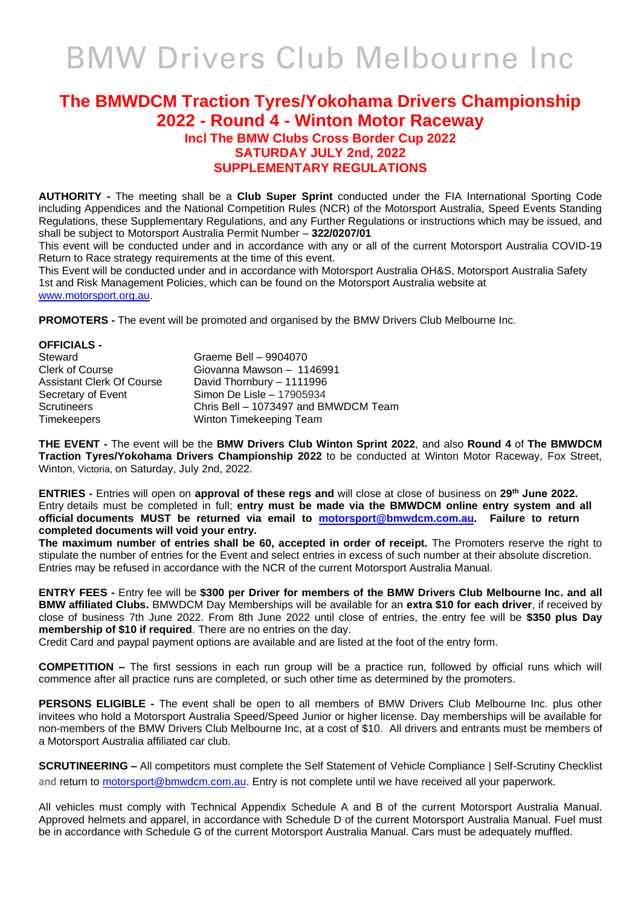# BMW Drivers Club Melbourne Inc

## The BMWDCM Traction Tyres/Yokohama Drivers Championship 2022 - Round 4 - Winton Motor Raceway

### Incl The BMW Clubs Cross Border Cup 2022
### SATURDAY JULY 2nd, 2022
### SUPPLEMENTARY REGULATIONS

**AUTHORITY -** The meeting shall be a **Club Super Sprint** conducted under the FIA International Sporting Code including Appendices and the National Competition Rules (NCR) of the Motorsport Australia, Speed Events Standing Regulations, these Supplementary Regulations, and any Further Regulations or instructions which may be issued, and shall be subject to Motorsport Australia Permit Number – **322/0207/01**

This event will be conducted under and in accordance with any or all of the current Motorsport Australia COVID-19 Return to Race strategy requirements at the time of this event.

This Event will be conducted under and in accordance with Motorsport Australia OH&S, Motorsport Australia Safety 1st and Risk Management Policies, which can be found on the Motorsport Australia website at www.motorsport.org.au.

**PROMOTERS -** The event will be promoted and organised by the BMW Drivers Club Melbourne Inc.

**OFFICIALS -**

| | |
|---|---|
| Steward | Graeme Bell – 9904070 |
| Clerk of Course | Giovanna Mawson – 1146991 |
| Assistant Clerk Of Course | David Thornbury – 1111996 |
| Secretary of Event | Simon De Lisle – 17905934 |
| Scrutineers | Chris Bell – 1073497 and BMWDCM Team |
| Timekeepers | Winton Timekeeping Team |

**THE EVENT -** The event will be the **BMW Drivers Club Winton Sprint 2022**, and also **Round 4** of **The BMWDCM Traction Tyres/Yokohama Drivers Championship 2022** to be conducted at Winton Motor Raceway, Fox Street, Winton, Victoria, on Saturday, July 2nd, 2022.

**ENTRIES -** Entries will open on **approval of these regs and** will close at close of business on **29th June 2022.** Entry details must be completed in full; **entry must be made via the BMWDCM online entry system and all official documents MUST be returned via email to motorsport@bmwdcm.com.au. Failure to return completed documents will void your entry.**

**The maximum number of entries shall be 60, accepted in order of receipt.** The Promoters reserve the right to stipulate the number of entries for the Event and select entries in excess of such number at their absolute discretion. Entries may be refused in accordance with the NCR of the current Motorsport Australia Manual.

**ENTRY FEES -** Entry fee will be **$300 per Driver for members of the BMW Drivers Club Melbourne Inc. and all BMW affiliated Clubs.** BMWDCM Day Memberships will be available for an **extra $10 for each driver**, if received by close of business 7th June 2022. From 8th June 2022 until close of entries, the entry fee will be **$350 plus Day membership of $10 if required**. There are no entries on the day.

Credit Card and paypal payment options are available and are listed at the foot of the entry form.

**COMPETITION –** The first sessions in each run group will be a practice run, followed by official runs which will commence after all practice runs are completed, or such other time as determined by the promoters.

**PERSONS ELIGIBLE -** The event shall be open to all members of BMW Drivers Club Melbourne Inc. plus other invitees who hold a Motorsport Australia Speed/Speed Junior or higher license. Day memberships will be available for non-members of the BMW Drivers Club Melbourne Inc, at a cost of $10. All drivers and entrants must be members of a Motorsport Australia affiliated car club.

**SCRUTINEERING –** All competitors must complete the Self Statement of Vehicle Compliance | Self-Scrutiny Checklist and return to motorsport@bmwdcm.com.au. Entry is not complete until we have received all your paperwork.

All vehicles must comply with Technical Appendix Schedule A and B of the current Motorsport Australia Manual. Approved helmets and apparel, in accordance with Schedule D of the current Motorsport Australia Manual. Fuel must be in accordance with Schedule G of the current Motorsport Australia Manual. Cars must be adequately muffled.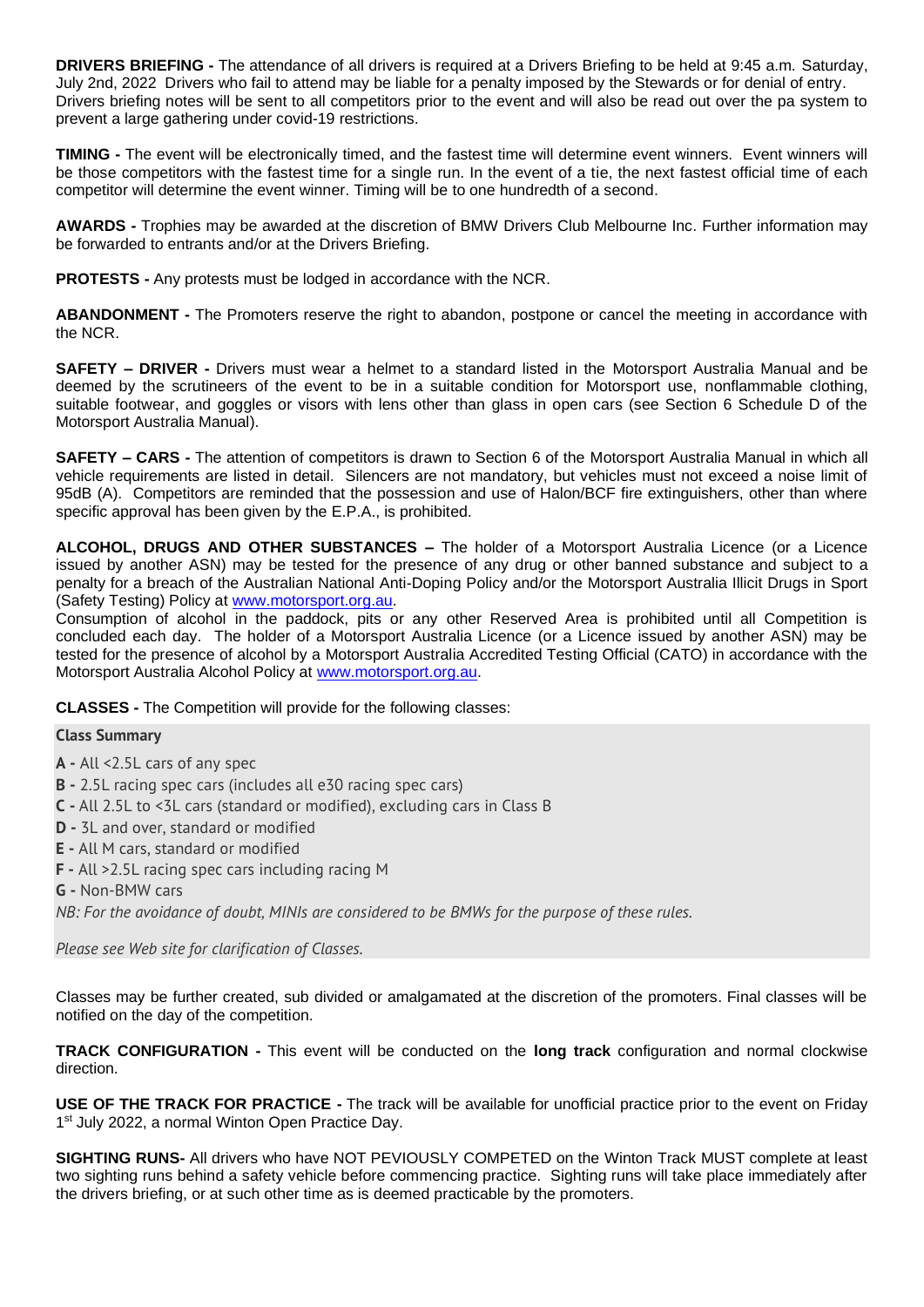**DRIVERS BRIEFING -** The attendance of all drivers is required at a Drivers Briefing to be held at 9:45 a.m. Saturday, July 2nd, 2022 Drivers who fail to attend may be liable for a penalty imposed by the Stewards or for denial of entry. Drivers briefing notes will be sent to all competitors prior to the event and will also be read out over the pa system to prevent a large gathering under covid-19 restrictions.

**TIMING -** The event will be electronically timed, and the fastest time will determine event winners. Event winners will be those competitors with the fastest time for a single run. In the event of a tie, the next fastest official time of each competitor will determine the event winner. Timing will be to one hundredth of a second.

**AWARDS -** Trophies may be awarded at the discretion of BMW Drivers Club Melbourne Inc. Further information may be forwarded to entrants and/or at the Drivers Briefing.

**PROTESTS -** Any protests must be lodged in accordance with the NCR.

**ABANDONMENT -** The Promoters reserve the right to abandon, postpone or cancel the meeting in accordance with the NCR.

**SAFETY – DRIVER -** Drivers must wear a helmet to a standard listed in the Motorsport Australia Manual and be deemed by the scrutineers of the event to be in a suitable condition for Motorsport use, nonflammable clothing, suitable footwear, and goggles or visors with lens other than glass in open cars (see Section 6 Schedule D of the Motorsport Australia Manual).

**SAFETY – CARS -** The attention of competitors is drawn to Section 6 of the Motorsport Australia Manual in which all vehicle requirements are listed in detail. Silencers are not mandatory, but vehicles must not exceed a noise limit of 95dB (A). Competitors are reminded that the possession and use of Halon/BCF fire extinguishers, other than where specific approval has been given by the E.P.A., is prohibited.

**ALCOHOL, DRUGS AND OTHER SUBSTANCES –** The holder of a Motorsport Australia Licence (or a Licence issued by another ASN) may be tested for the presence of any drug or other banned substance and subject to a penalty for a breach of the Australian National Anti-Doping Policy and/or the Motorsport Australia Illicit Drugs in Sport (Safety Testing) Policy at www.motorsport.org.au.
Consumption of alcohol in the paddock, pits or any other Reserved Area is prohibited until all Competition is concluded each day. The holder of a Motorsport Australia Licence (or a Licence issued by another ASN) may be tested for the presence of alcohol by a Motorsport Australia Accredited Testing Official (CATO) in accordance with the Motorsport Australia Alcohol Policy at www.motorsport.org.au.

**CLASSES -** The Competition will provide for the following classes:

**Class Summary**

**A -** All <2.5L cars of any spec
**B -** 2.5L racing spec cars (includes all e30 racing spec cars)
**C -** All 2.5L to <3L cars (standard or modified), excluding cars in Class B
**D -** 3L and over, standard or modified
**E -** All M cars, standard or modified
**F -** All >2.5L racing spec cars including racing M
**G -** Non-BMW cars

*NB: For the avoidance of doubt, MINIs are considered to be BMWs for the purpose of these rules.*

*Please see Web site for clarification of Classes.*

Classes may be further created, sub divided or amalgamated at the discretion of the promoters. Final classes will be notified on the day of the competition.

**TRACK CONFIGURATION -** This event will be conducted on the **long track** configuration and normal clockwise direction.

**USE OF THE TRACK FOR PRACTICE -** The track will be available for unofficial practice prior to the event on Friday 1st July 2022, a normal Winton Open Practice Day.

**SIGHTING RUNS-** All drivers who have NOT PEVIOUSLY COMPETED on the Winton Track MUST complete at least two sighting runs behind a safety vehicle before commencing practice. Sighting runs will take place immediately after the drivers briefing, or at such other time as is deemed practicable by the promoters.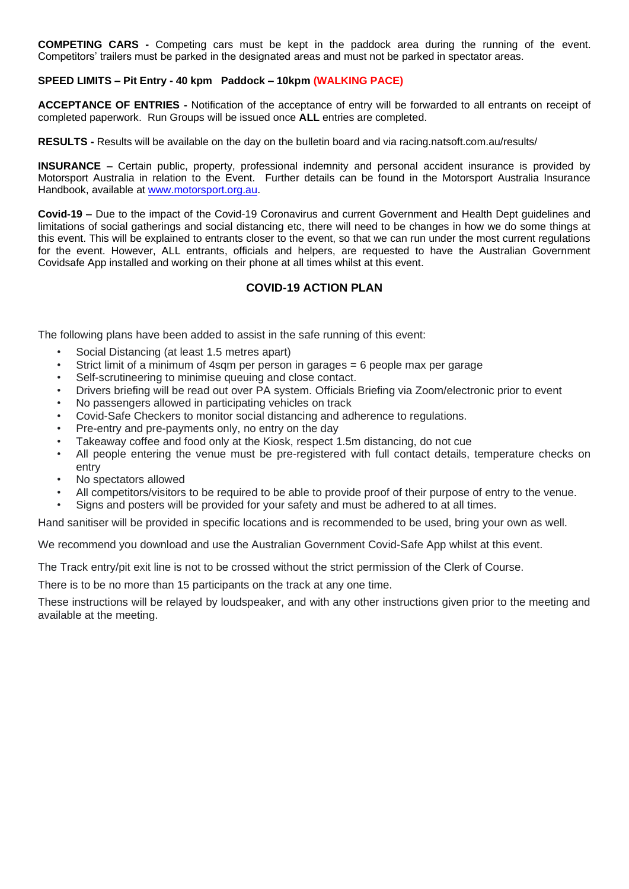**COMPETING CARS -** Competing cars must be kept in the paddock area during the running of the event. Competitors' trailers must be parked in the designated areas and must not be parked in spectator areas.

**SPEED LIMITS – Pit Entry - 40 kpm Paddock – 10kpm (WALKING PACE)**

**ACCEPTANCE OF ENTRIES -** Notification of the acceptance of entry will be forwarded to all entrants on receipt of completed paperwork. Run Groups will be issued once **ALL** entries are completed.

**RESULTS -** Results will be available on the day on the bulletin board and via racing.natsoft.com.au/results/

**INSURANCE –** Certain public, property, professional indemnity and personal accident insurance is provided by Motorsport Australia in relation to the Event. Further details can be found in the Motorsport Australia Insurance Handbook, available at www.motorsport.org.au.

**Covid-19 –** Due to the impact of the Covid-19 Coronavirus and current Government and Health Dept guidelines and limitations of social gatherings and social distancing etc, there will need to be changes in how we do some things at this event. This will be explained to entrants closer to the event, so that we can run under the most current regulations for the event. However, ALL entrants, officials and helpers, are requested to have the Australian Government Covidsafe App installed and working on their phone at all times whilst at this event.

## COVID-19 ACTION PLAN

The following plans have been added to assist in the safe running of this event:

- Social Distancing (at least 1.5 metres apart)
- Strict limit of a minimum of 4sqm per person in garages = 6 people max per garage
- Self-scrutineering to minimise queuing and close contact.
- Drivers briefing will be read out over PA system. Officials Briefing via Zoom/electronic prior to event
- No passengers allowed in participating vehicles on track
- Covid-Safe Checkers to monitor social distancing and adherence to regulations.
- Pre-entry and pre-payments only, no entry on the day
- Takeaway coffee and food only at the Kiosk, respect 1.5m distancing, do not cue
- All people entering the venue must be pre-registered with full contact details, temperature checks on entry
- No spectators allowed
- All competitors/visitors to be required to be able to provide proof of their purpose of entry to the venue.
- Signs and posters will be provided for your safety and must be adhered to at all times.

Hand sanitiser will be provided in specific locations and is recommended to be used, bring your own as well.

We recommend you download and use the Australian Government Covid-Safe App whilst at this event.

The Track entry/pit exit line is not to be crossed without the strict permission of the Clerk of Course.

There is to be no more than 15 participants on the track at any one time.

These instructions will be relayed by loudspeaker, and with any other instructions given prior to the meeting and available at the meeting.